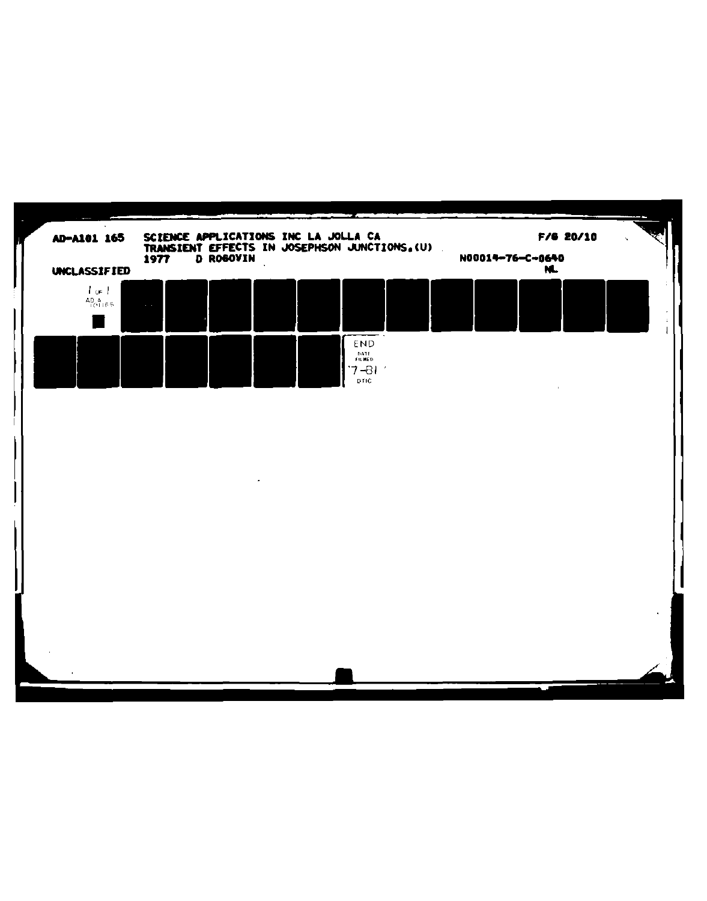AD-A101 165 SCIENCE APPLICATIONS INC LA JOLLA CA F/G 20/10

TRANSIENT EFFECTS IN JOSEPHSON JUNCTIONS.(U)

1977 D ROGOVIN N00014-76-C-0640

UNCLASSIFIED NL

1 OF 1

AD A 101165

END

DATE FILMED

7-81

DTIC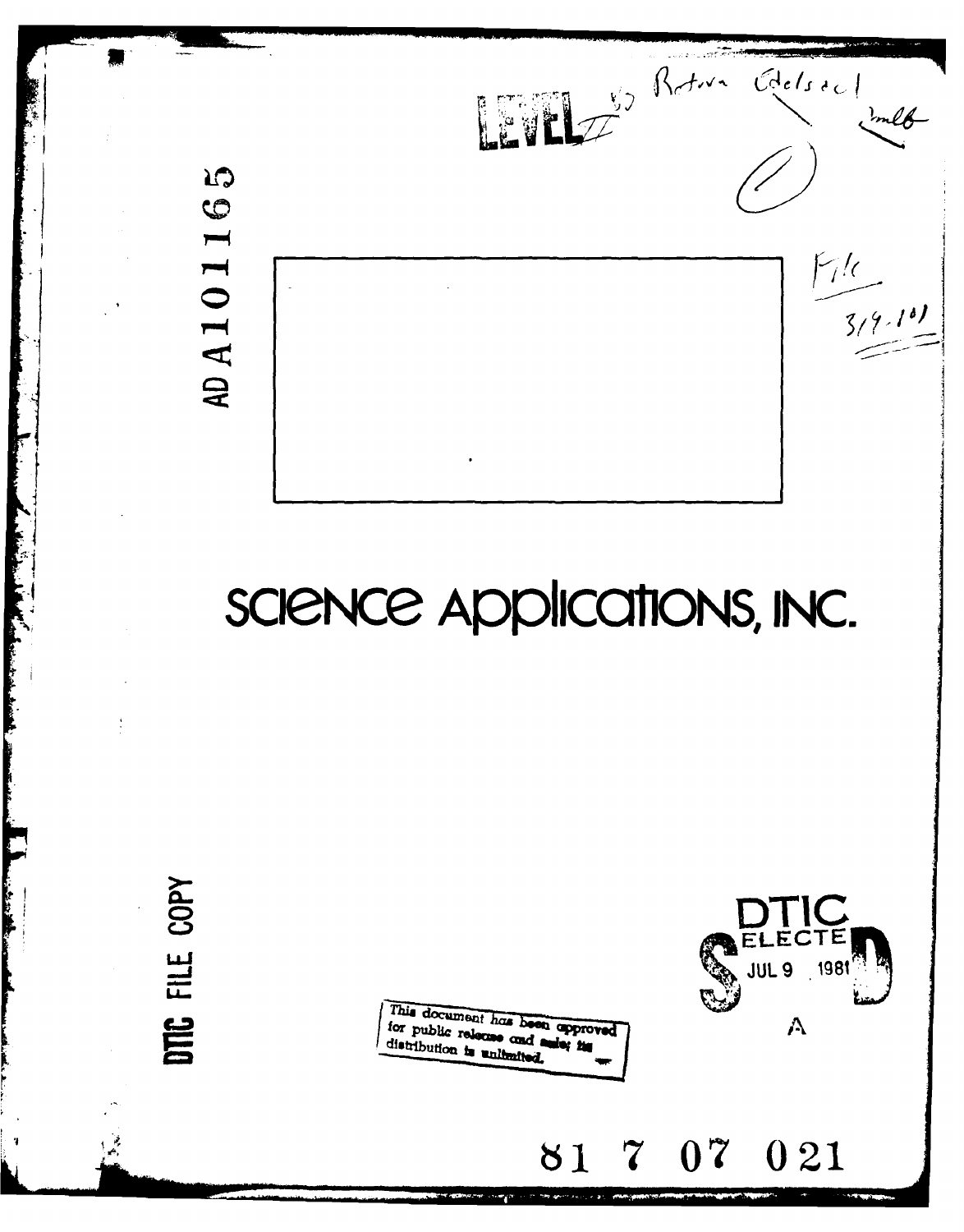LEVEL II

AD A101165

SCIENCE APPLICATIONS, INC.

DTIC FILE COPY

DTIC ELECTE JUL 9 1981

This document has been approved for public release and sale; its distribution is unlimited.

81 7 07 021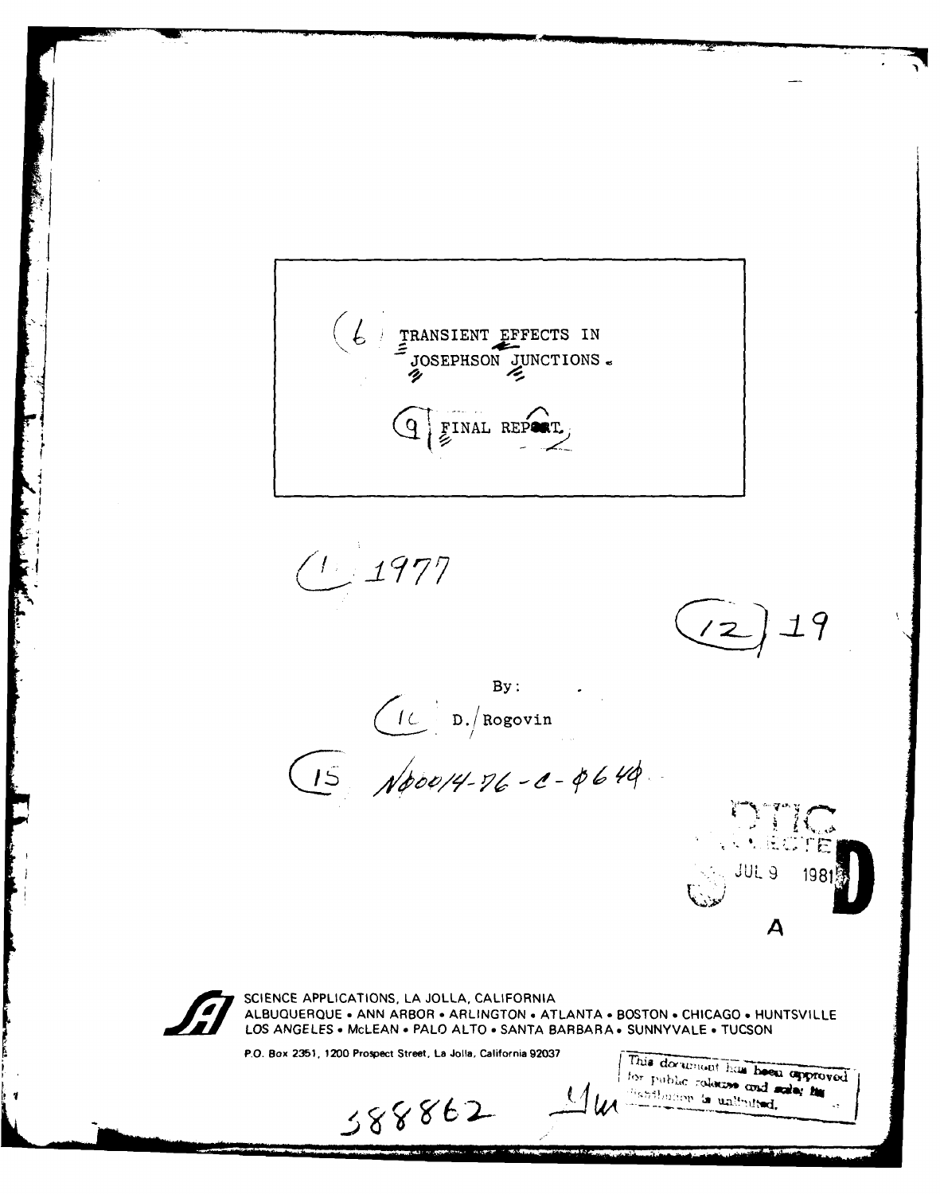(6) TRANSIENT EFFECTS IN
JOSEPHSON JUNCTIONS.

(9) FINAL REPORT,

(11) 1977

(12) 19

By:

(10) D./Rogovin

(15) N00014-76-C-0649

DTIC
ELECTE
JUL 9 1981
D
A

SCIENCE APPLICATIONS, LA JOLLA, CALIFORNIA
ALBUQUERQUE • ANN ARBOR • ARLINGTON • ATLANTA • BOSTON • CHICAGO • HUNTSVILLE
LOS ANGELES • McLEAN • PALO ALTO • SANTA BARBARA • SUNNYVALE • TUCSON

P.O. Box 2351, 1200 Prospect Street, La Jolla, California 92037

This document has been approved for public release and sale; its distribution is unlimited.

388862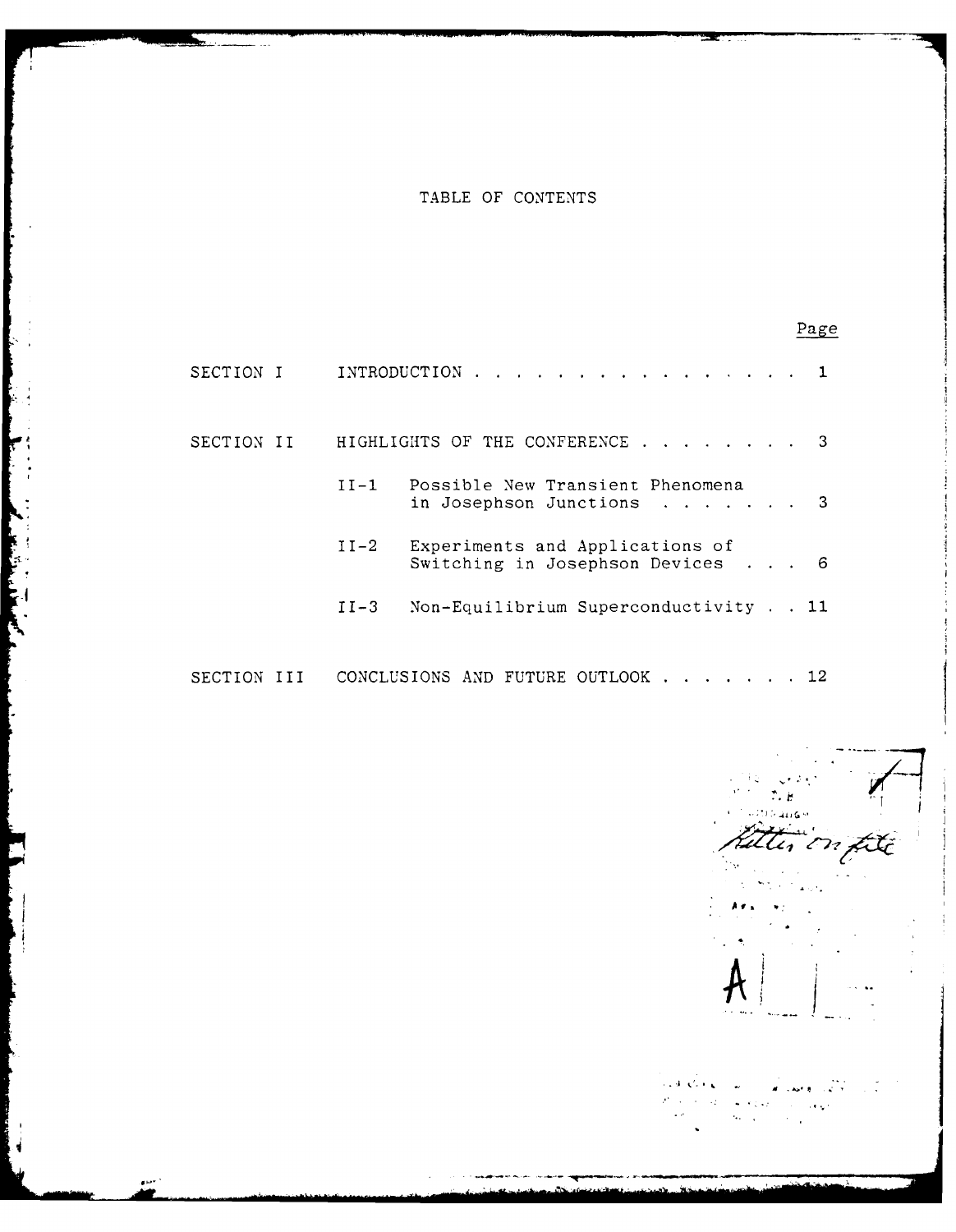# TABLE OF CONTENTS

| | | Page |
|---|---|---|
| SECTION I | INTRODUCTION . . . . . . . . . . . . . . . . . | 1 |
| SECTION II | HIGHLIGHTS OF THE CONFERENCE . . . . . . . . | 3 |
| | II-1 Possible New Transient Phenomena in Josephson Junctions . . . . . . . | 3 |
| | II-2 Experiments and Applications of Switching in Josephson Devices . . . | 6 |
| | II-3 Non-Equilibrium Superconductivity . . | 11 |
| SECTION III | CONCLUSIONS AND FUTURE OUTLOOK . . . . . . . | 12 |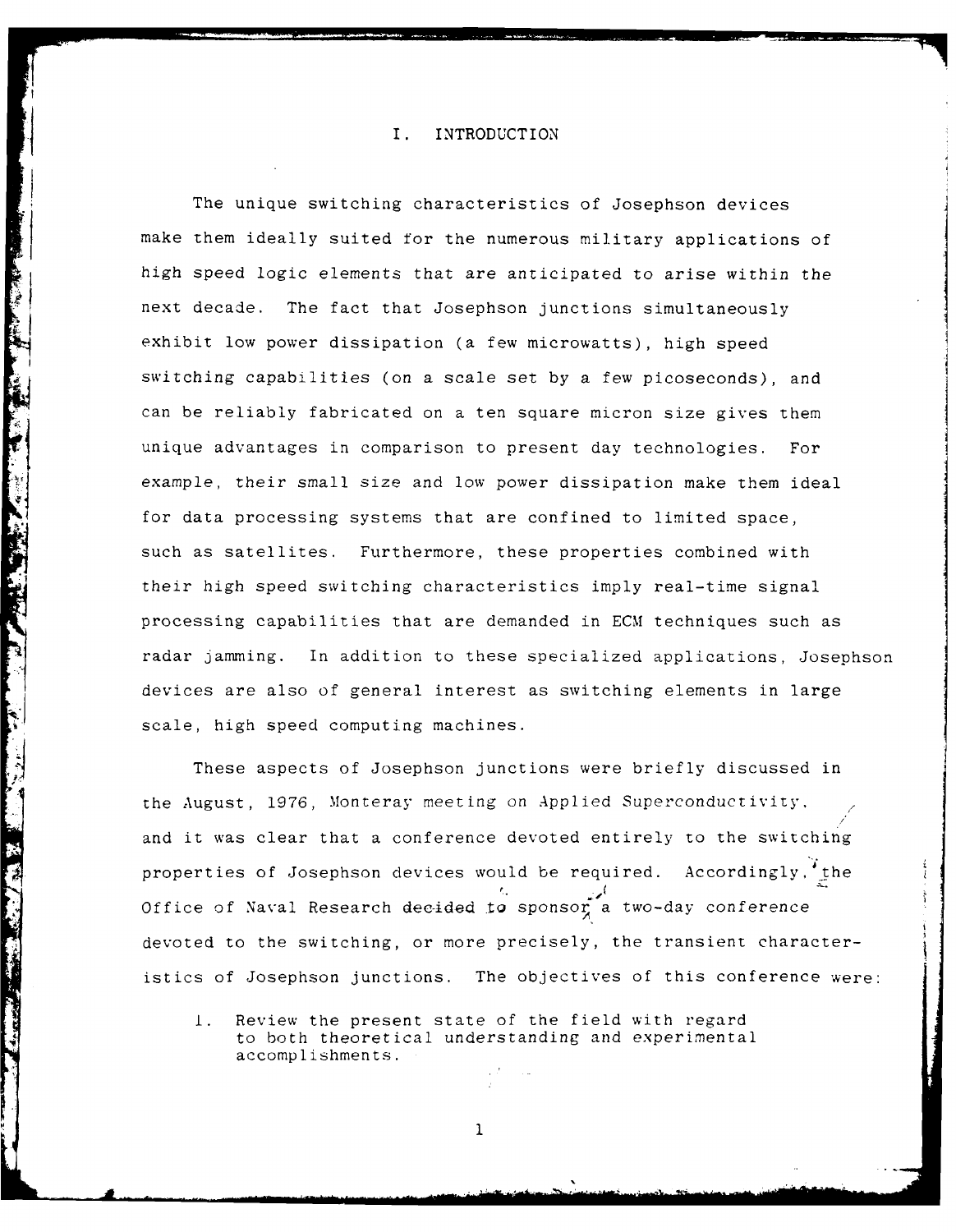# I. INTRODUCTION

The unique switching characteristics of Josephson devices make them ideally suited for the numerous military applications of high speed logic elements that are anticipated to arise within the next decade. The fact that Josephson junctions simultaneously exhibit low power dissipation (a few microwatts), high speed switching capabilities (on a scale set by a few picoseconds), and can be reliably fabricated on a ten square micron size gives them unique advantages in comparison to present day technologies. For example, their small size and low power dissipation make them ideal for data processing systems that are confined to limited space, such as satellites. Furthermore, these properties combined with their high speed switching characteristics imply real-time signal processing capabilities that are demanded in ECM techniques such as radar jamming. In addition to these specialized applications, Josephson devices are also of general interest as switching elements in large scale, high speed computing machines.

These aspects of Josephson junctions were briefly discussed in the August, 1976, Monteray meeting on Applied Superconductivity, and it was clear that a conference devoted entirely to the switching properties of Josephson devices would be required. Accordingly, the Office of Naval Research decided to sponsor a two-day conference devoted to the switching, or more precisely, the transient characteristics of Josephson junctions. The objectives of this conference were:

1. Review the present state of the field with regard to both theoretical understanding and experimental accomplishments.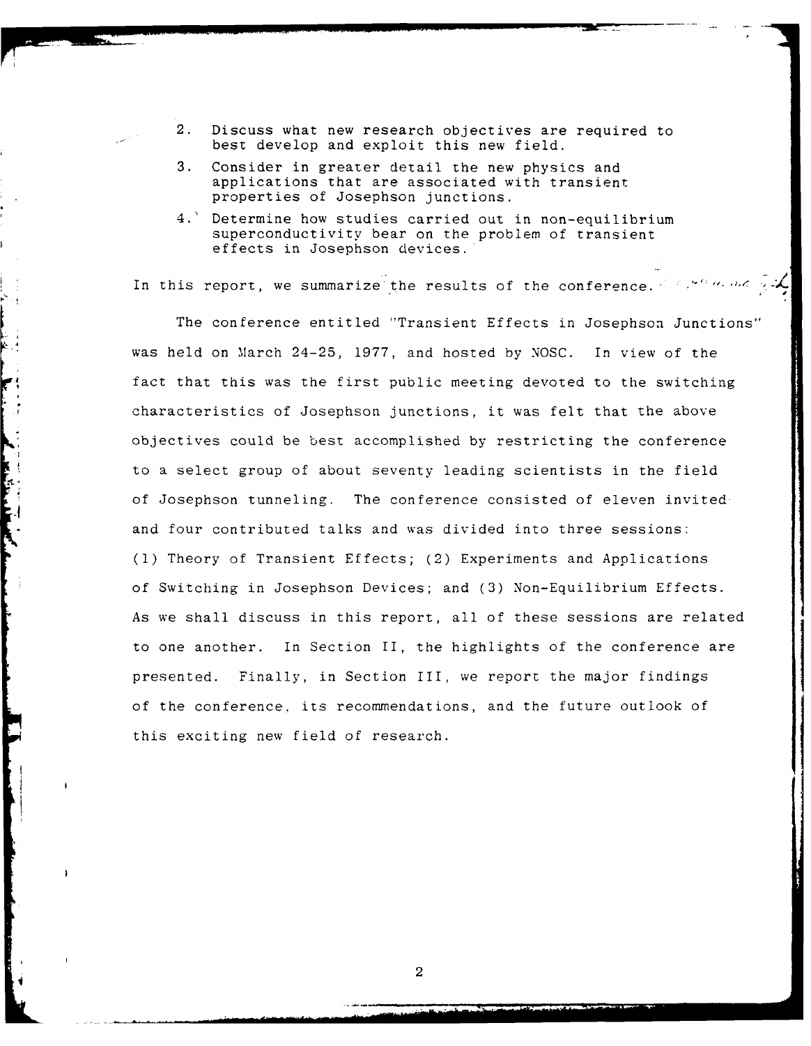2. Discuss what new research objectives are required to best develop and exploit this new field.
3. Consider in greater detail the new physics and applications that are associated with transient properties of Josephson junctions.
4. Determine how studies carried out in non-equilibrium superconductivity bear on the problem of transient effects in Josephson devices.

In this report, we summarize the results of the conference.

The conference entitled "Transient Effects in Josephson Junctions" was held on March 24-25, 1977, and hosted by NOSC. In view of the fact that this was the first public meeting devoted to the switching characteristics of Josephson junctions, it was felt that the above objectives could be best accomplished by restricting the conference to a select group of about seventy leading scientists in the field of Josephson tunneling. The conference consisted of eleven invited and four contributed talks and was divided into three sessions: (1) Theory of Transient Effects; (2) Experiments and Applications of Switching in Josephson Devices; and (3) Non-Equilibrium Effects. As we shall discuss in this report, all of these sessions are related to one another. In Section II, the highlights of the conference are presented. Finally, in Section III, we report the major findings of the conference, its recommendations, and the future outlook of this exciting new field of research.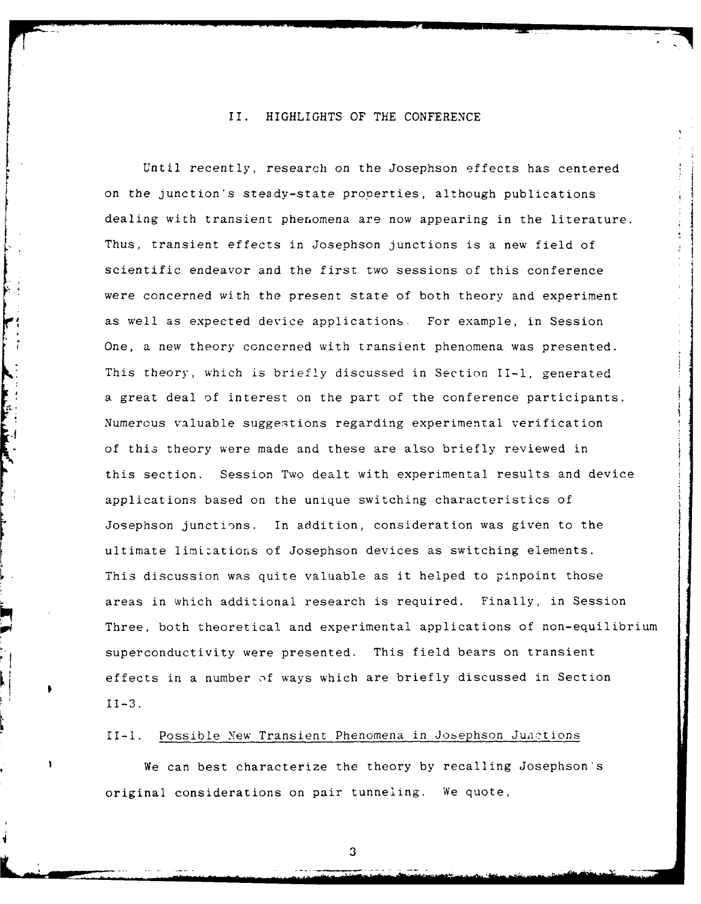## II. HIGHLIGHTS OF THE CONFERENCE

Until recently, research on the Josephson effects has centered on the junction's steady-state properties, although publications dealing with transient phenomena are now appearing in the literature. Thus, transient effects in Josephson junctions is a new field of scientific endeavor and the first two sessions of this conference were concerned with the present state of both theory and experiment as well as expected device applications. For example, in Session One, a new theory concerned with transient phenomena was presented. This theory, which is briefly discussed in Section II-1, generated a great deal of interest on the part of the conference participants. Numerous valuable suggestions regarding experimental verification of this theory were made and these are also briefly reviewed in this section. Session Two dealt with experimental results and device applications based on the unique switching characteristics of Josephson junctions. In addition, consideration was given to the ultimate limitations of Josephson devices as switching elements. This discussion was quite valuable as it helped to pinpoint those areas in which additional research is required. Finally, in Session Three, both theoretical and experimental applications of non-equilibrium superconductivity were presented. This field bears on transient effects in a number of ways which are briefly discussed in Section II-3.

### II-1. Possible New Transient Phenomena in Josephson Junctions

We can best characterize the theory by recalling Josephson's original considerations on pair tunneling. We quote,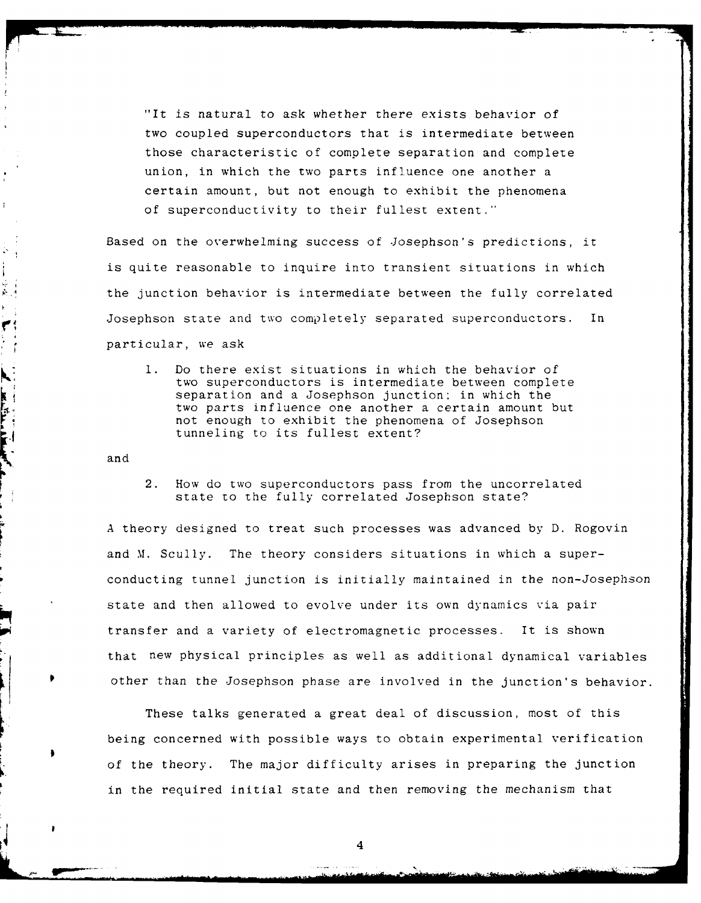"It is natural to ask whether there exists behavior of two coupled superconductors that is intermediate between those characteristic of complete separation and complete union, in which the two parts influence one another a certain amount, but not enough to exhibit the phenomena of superconductivity to their fullest extent."

Based on the overwhelming success of Josephson's predictions, it is quite reasonable to inquire into transient situations in which the junction behavior is intermediate between the fully correlated Josephson state and two completely separated superconductors. In particular, we ask

1. Do there exist situations in which the behavior of two superconductors is intermediate between complete separation and a Josephson junction; in which the two parts influence one another a certain amount but not enough to exhibit the phenomena of Josephson tunneling to its fullest extent?

and

2. How do two superconductors pass from the uncorrelated state to the fully correlated Josephson state?

A theory designed to treat such processes was advanced by D. Rogovin and M. Scully. The theory considers situations in which a superconducting tunnel junction is initially maintained in the non-Josephson state and then allowed to evolve under its own dynamics via pair transfer and a variety of electromagnetic processes. It is shown that new physical principles as well as additional dynamical variables other than the Josephson phase are involved in the junction's behavior.

These talks generated a great deal of discussion, most of this being concerned with possible ways to obtain experimental verification of the theory. The major difficulty arises in preparing the junction in the required initial state and then removing the mechanism that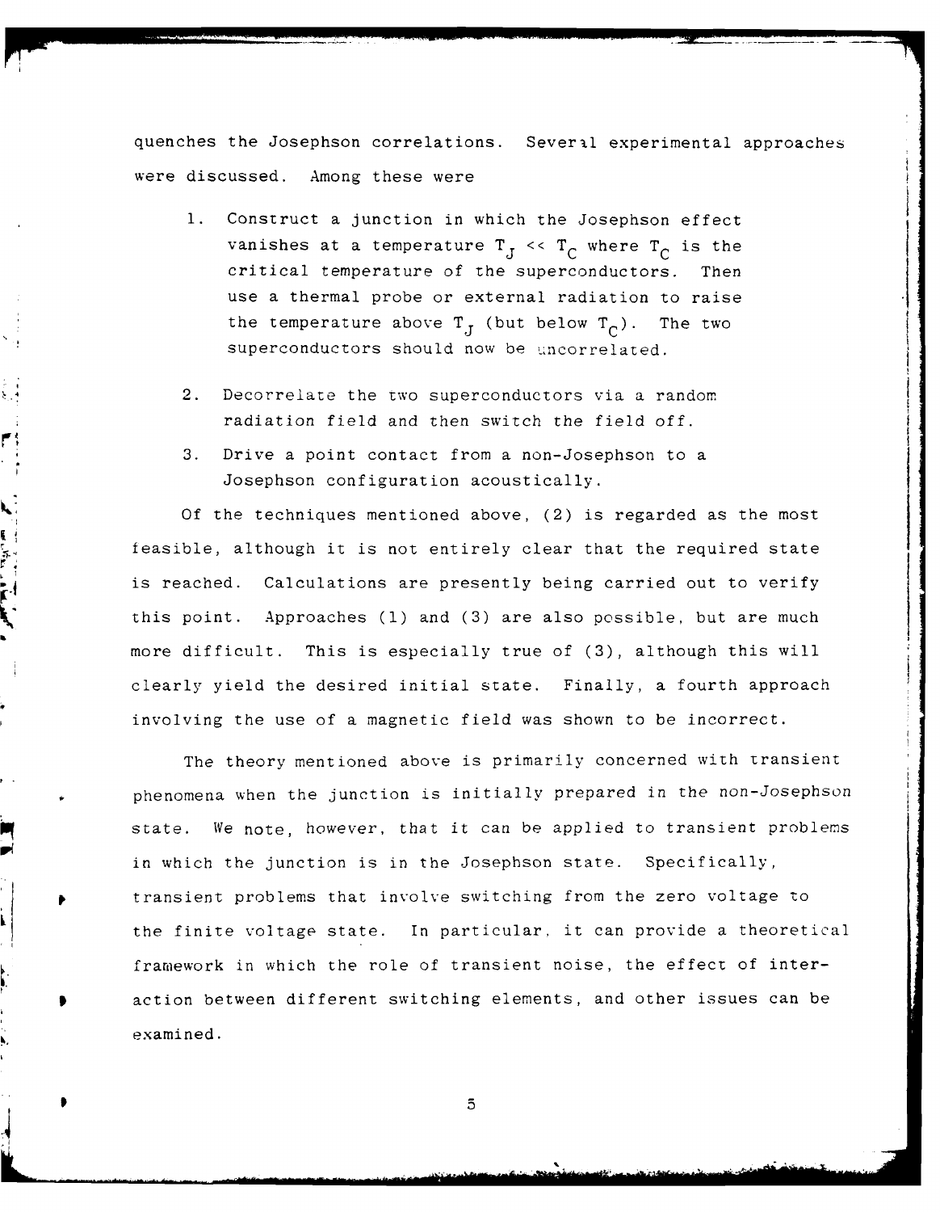quenches the Josephson correlations. Several experimental approaches were discussed. Among these were

1. Construct a junction in which the Josephson effect vanishes at a temperature $T_J << T_C$ where $T_C$ is the critical temperature of the superconductors. Then use a thermal probe or external radiation to raise the temperature above $T_J$ (but below $T_C$). The two superconductors should now be uncorrelated.

2. Decorrelate the two superconductors via a random radiation field and then switch the field off.

3. Drive a point contact from a non-Josephson to a Josephson configuration acoustically.

Of the techniques mentioned above, (2) is regarded as the most feasible, although it is not entirely clear that the required state is reached. Calculations are presently being carried out to verify this point. Approaches (1) and (3) are also possible, but are much more difficult. This is especially true of (3), although this will clearly yield the desired initial state. Finally, a fourth approach involving the use of a magnetic field was shown to be incorrect.

The theory mentioned above is primarily concerned with transient phenomena when the junction is initially prepared in the non-Josephson state. We note, however, that it can be applied to transient problems in which the junction is in the Josephson state. Specifically, transient problems that involve switching from the zero voltage to the finite voltage state. In particular, it can provide a theoretical framework in which the role of transient noise, the effect of interaction between different switching elements, and other issues can be examined.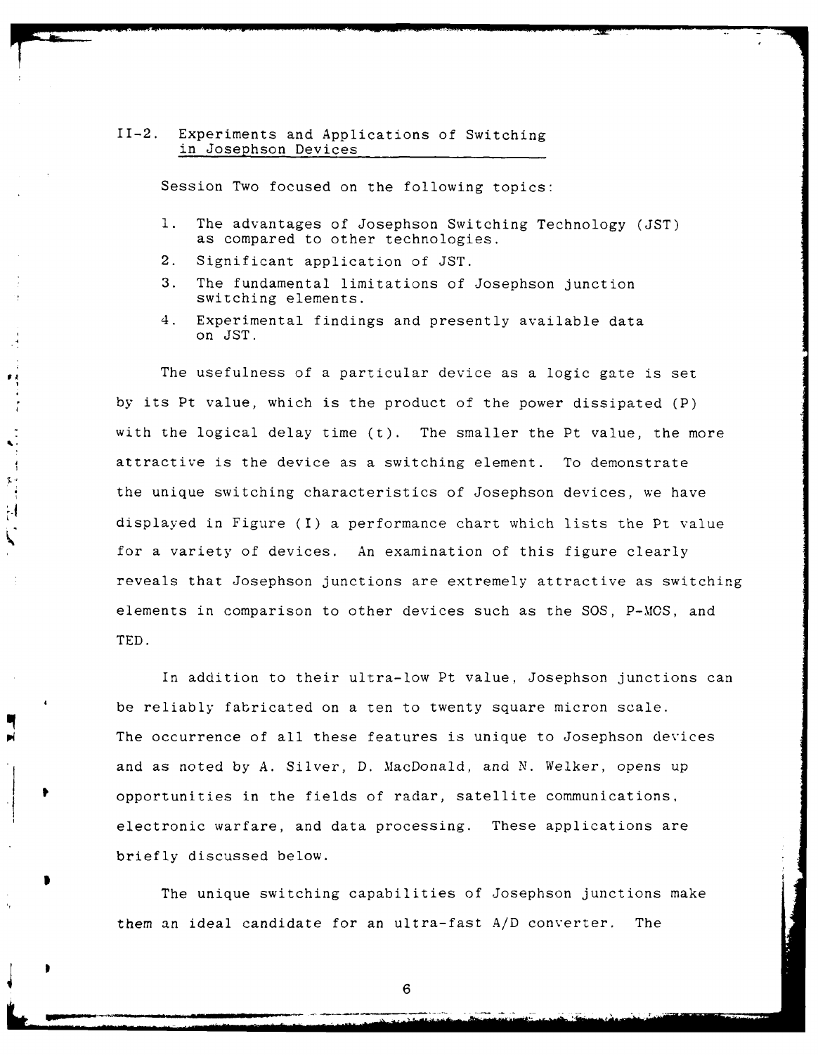## II-2. Experiments and Applications of Switching in Josephson Devices

Session Two focused on the following topics:

1. The advantages of Josephson Switching Technology (JST) as compared to other technologies.
2. Significant application of JST.
3. The fundamental limitations of Josephson junction switching elements.
4. Experimental findings and presently available data on JST.

The usefulness of a particular device as a logic gate is set by its Pt value, which is the product of the power dissipated (P) with the logical delay time (t). The smaller the Pt value, the more attractive is the device as a switching element. To demonstrate the unique switching characteristics of Josephson devices, we have displayed in Figure (I) a performance chart which lists the Pt value for a variety of devices. An examination of this figure clearly reveals that Josephson junctions are extremely attractive as switching elements in comparison to other devices such as the SOS, P-MOS, and TED.

In addition to their ultra-low Pt value, Josephson junctions can be reliably fabricated on a ten to twenty square micron scale. The occurrence of all these features is unique to Josephson devices and as noted by A. Silver, D. MacDonald, and N. Welker, opens up opportunities in the fields of radar, satellite communications, electronic warfare, and data processing. These applications are briefly discussed below.

The unique switching capabilities of Josephson junctions make them an ideal candidate for an ultra-fast A/D converter. The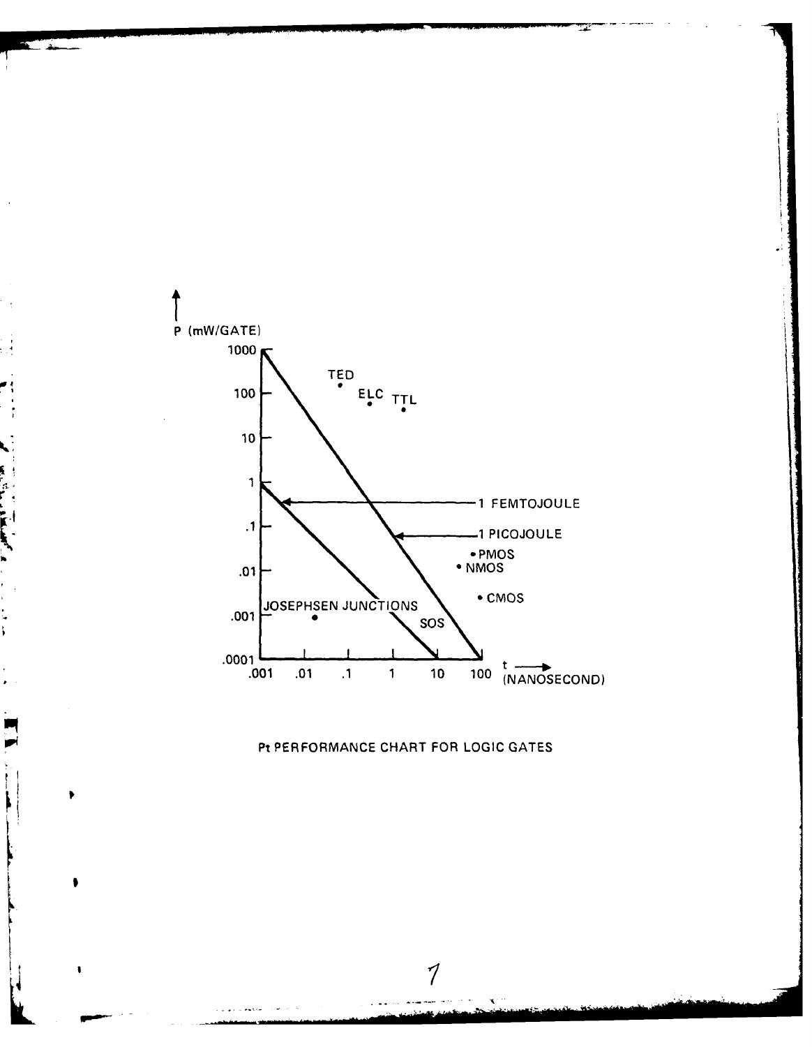Pt PERFORMANCE CHART FOR LOGIC GATES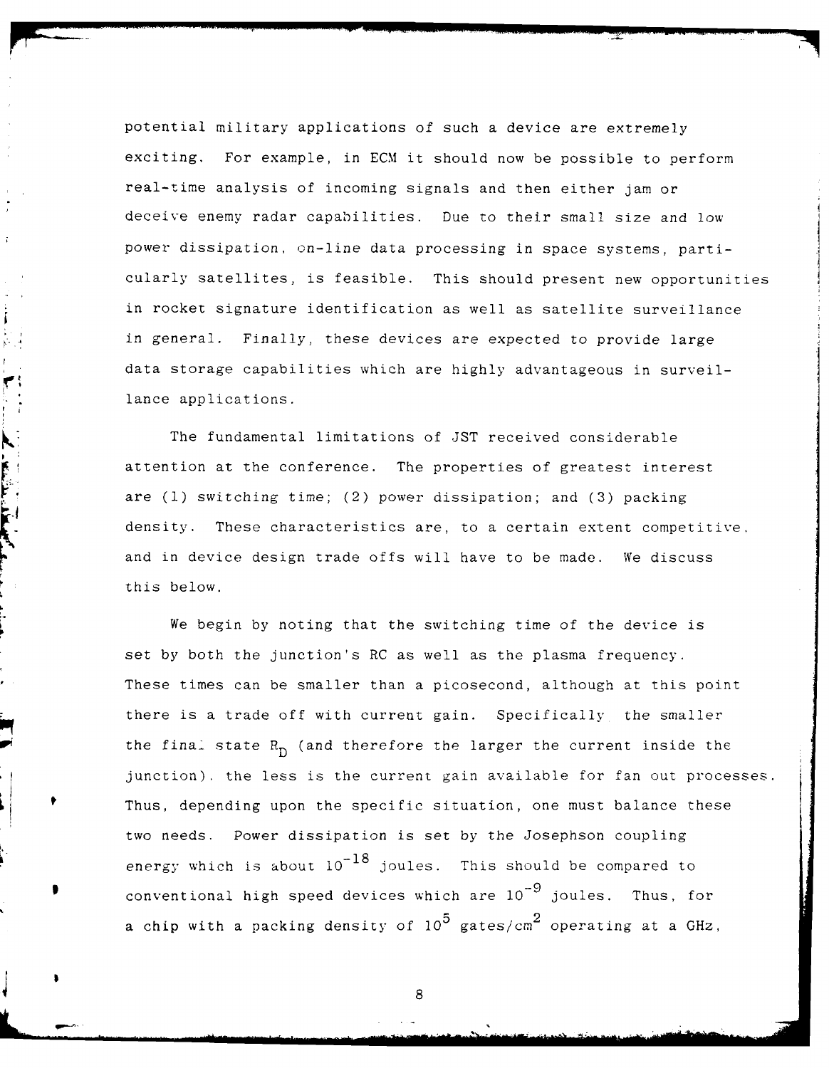potential military applications of such a device are extremely exciting. For example, in ECM it should now be possible to perform real-time analysis of incoming signals and then either jam or deceive enemy radar capabilities. Due to their small size and low power dissipation, on-line data processing in space systems, particularly satellites, is feasible. This should present new opportunities in rocket signature identification as well as satellite surveillance in general. Finally, these devices are expected to provide large data storage capabilities which are highly advantageous in surveillance applications.

The fundamental limitations of JST received considerable attention at the conference. The properties of greatest interest are (1) switching time; (2) power dissipation; and (3) packing density. These characteristics are, to a certain extent competitive, and in device design trade offs will have to be made. We discuss this below.

We begin by noting that the switching time of the device is set by both the junction's RC as well as the plasma frequency. These times can be smaller than a picosecond, although at this point there is a trade off with current gain. Specifically the smaller the final state $R_D$ (and therefore the larger the current inside the junction), the less is the current gain available for fan out processes. Thus, depending upon the specific situation, one must balance these two needs. Power dissipation is set by the Josephson coupling energy which is about $10^{-18}$ joules. This should be compared to conventional high speed devices which are $10^{-9}$ joules. Thus, for a chip with a packing density of $10^5$ gates/cm$^2$ operating at a GHz,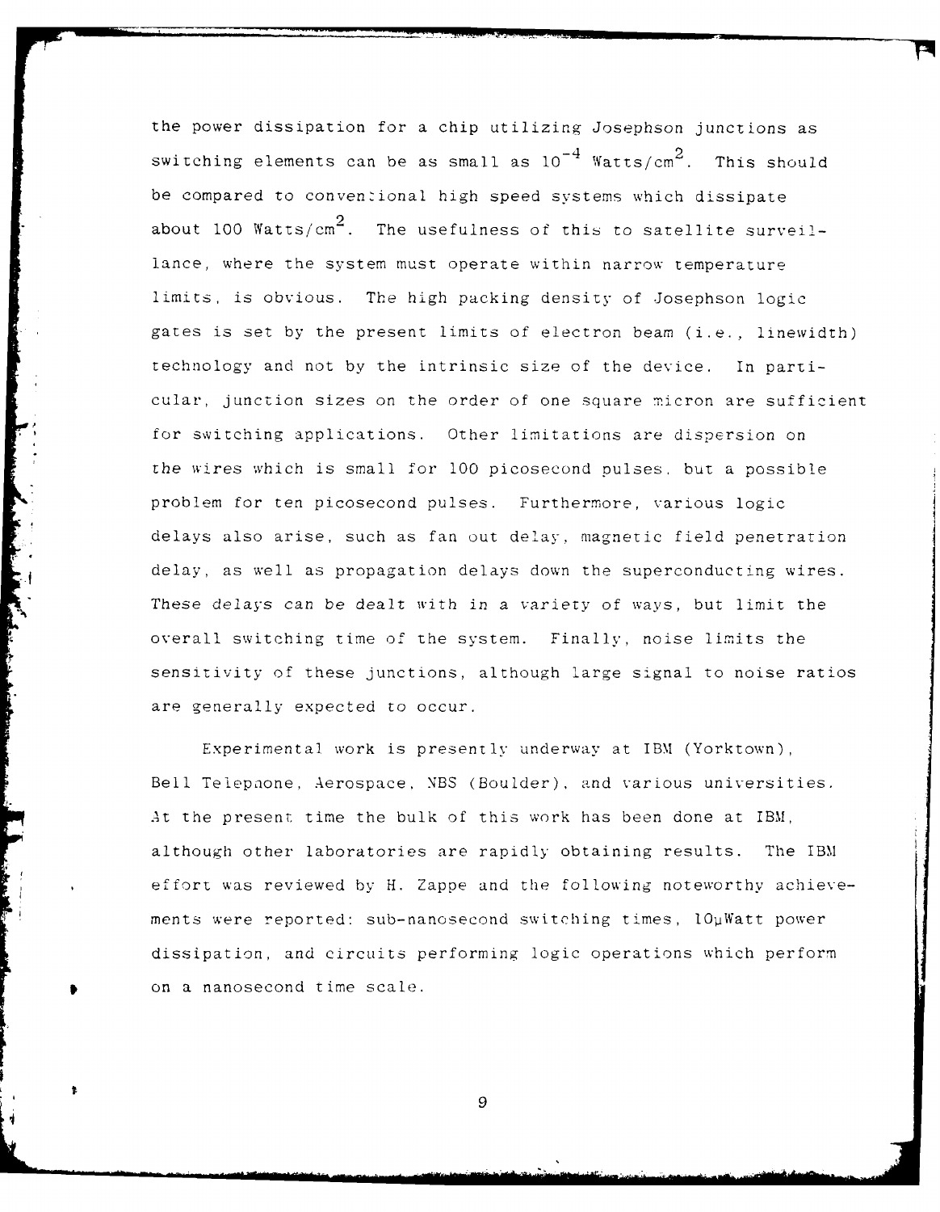the power dissipation for a chip utilizing Josephson junctions as switching elements can be as small as $10^{-4}$ Watts/cm$^2$. This should be compared to conventional high speed systems which dissipate about 100 Watts/cm$^2$. The usefulness of this to satellite surveillance, where the system must operate within narrow temperature limits, is obvious. The high packing density of Josephson logic gates is set by the present limits of electron beam (i.e., linewidth) technology and not by the intrinsic size of the device. In particular, junction sizes on the order of one square micron are sufficient for switching applications. Other limitations are dispersion on the wires which is small for 100 picosecond pulses, but a possible problem for ten picosecond pulses. Furthermore, various logic delays also arise, such as fan out delay, magnetic field penetration delay, as well as propagation delays down the superconducting wires. These delays can be dealt with in a variety of ways, but limit the overall switching time of the system. Finally, noise limits the sensitivity of these junctions, although large signal to noise ratios are generally expected to occur.

Experimental work is presently underway at IBM (Yorktown), Bell Telephone, Aerospace, NBS (Boulder), and various universities. At the present time the bulk of this work has been done at IBM, although other laboratories are rapidly obtaining results. The IBM effort was reviewed by H. Zappe and the following noteworthy achievements were reported: sub-nanosecond switching times, 10μWatt power dissipation, and circuits performing logic operations which perform on a nanosecond time scale.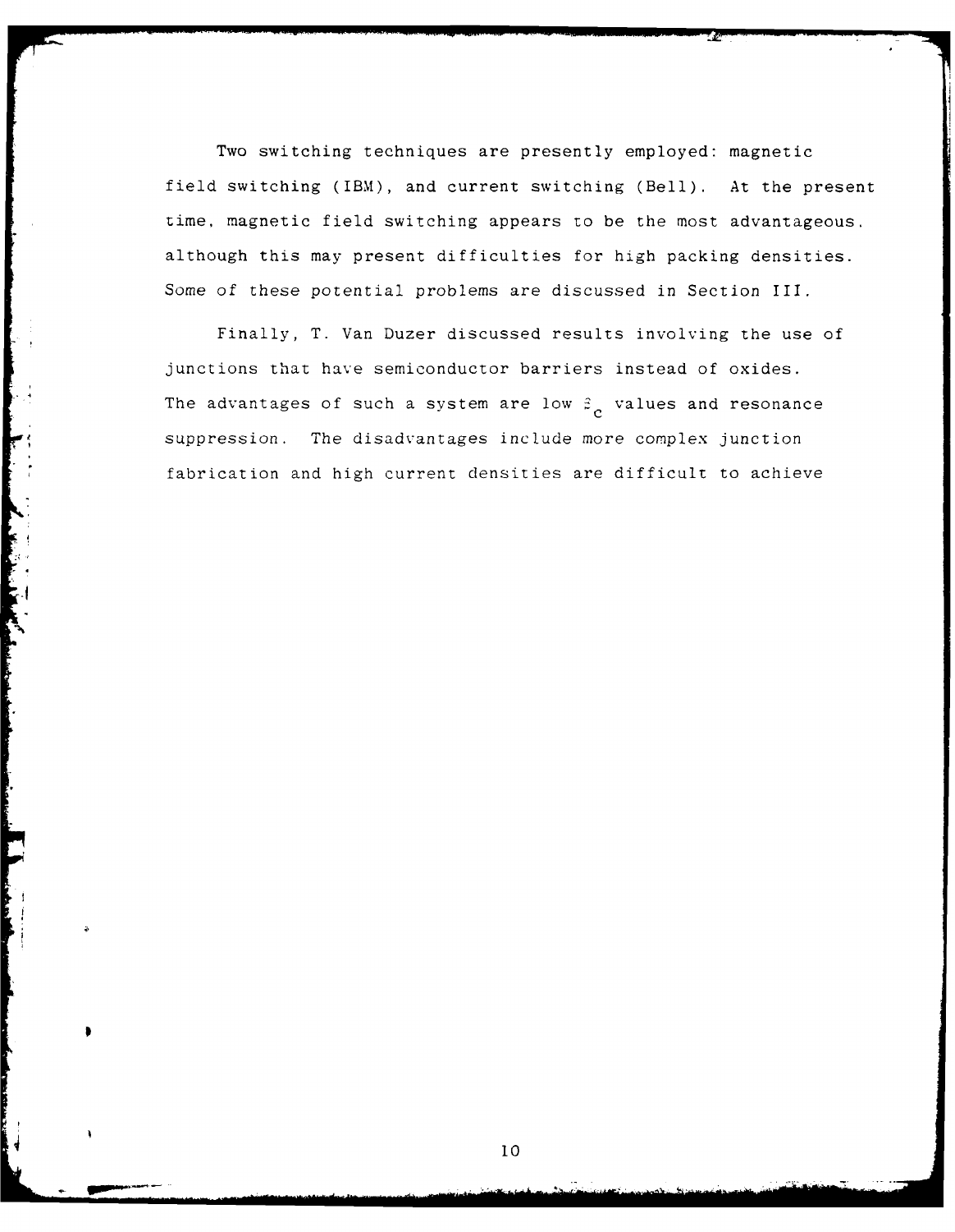Two switching techniques are presently employed: magnetic field switching (IBM), and current switching (Bell). At the present time, magnetic field switching appears to be the most advantageous, although this may present difficulties for high packing densities. Some of these potential problems are discussed in Section III.

Finally, T. Van Duzer discussed results involving the use of junctions that have semiconductor barriers instead of oxides. The advantages of such a system are low $\beta_c$ values and resonance suppression. The disadvantages include more complex junction fabrication and high current densities are difficult to achieve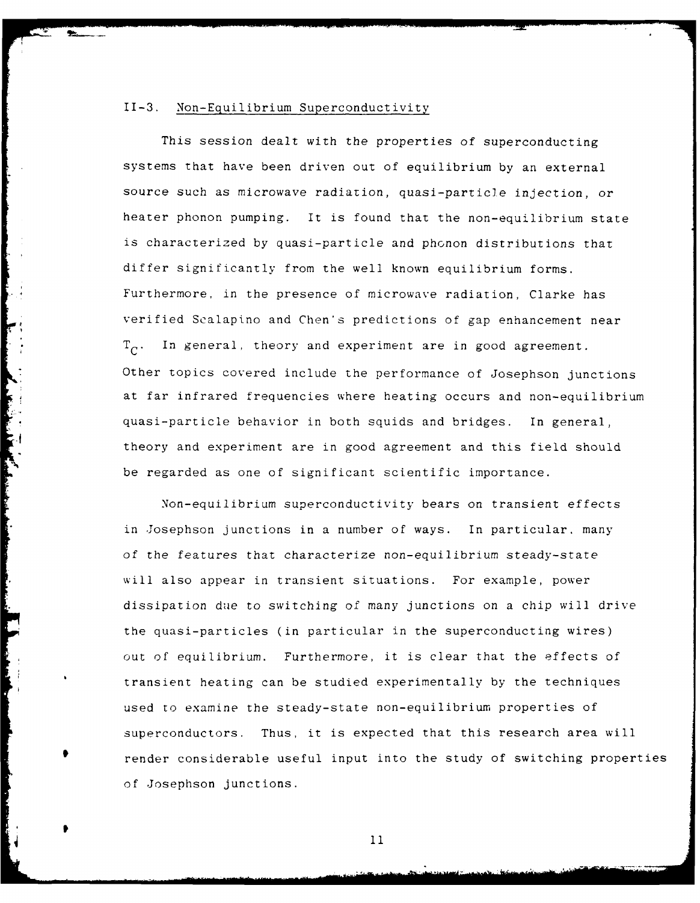### II-3. Non-Equilibrium Superconductivity

This session dealt with the properties of superconducting systems that have been driven out of equilibrium by an external source such as microwave radiation, quasi-particle injection, or heater phonon pumping. It is found that the non-equilibrium state is characterized by quasi-particle and phonon distributions that differ significantly from the well known equilibrium forms. Furthermore, in the presence of microwave radiation, Clarke has verified Scalapino and Chen's predictions of gap enhancement near $T_C$. In general, theory and experiment are in good agreement. Other topics covered include the performance of Josephson junctions at far infrared frequencies where heating occurs and non-equilibrium quasi-particle behavior in both squids and bridges. In general, theory and experiment are in good agreement and this field should be regarded as one of significant scientific importance.

Non-equilibrium superconductivity bears on transient effects in Josephson junctions in a number of ways. In particular, many of the features that characterize non-equilibrium steady-state will also appear in transient situations. For example, power dissipation due to switching of many junctions on a chip will drive the quasi-particles (in particular in the superconducting wires) out of equilibrium. Furthermore, it is clear that the effects of transient heating can be studied experimentally by the techniques used to examine the steady-state non-equilibrium properties of superconductors. Thus, it is expected that this research area will render considerable useful input into the study of switching properties of Josephson junctions.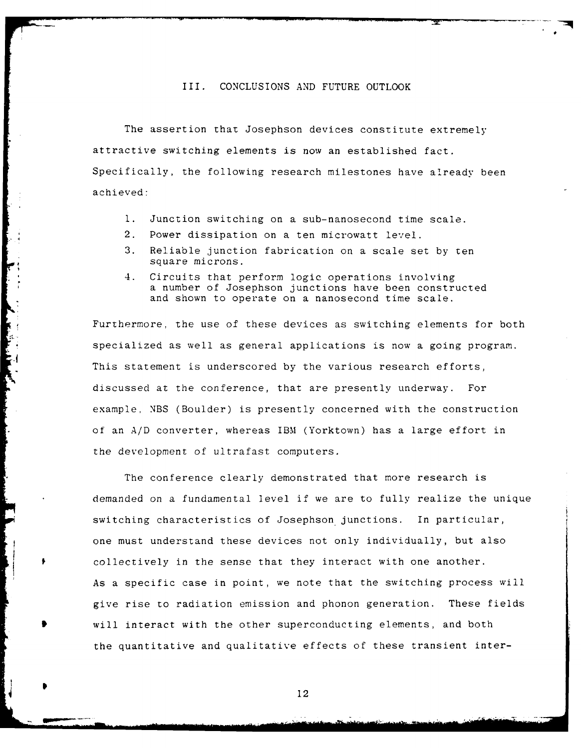## III. CONCLUSIONS AND FUTURE OUTLOOK

The assertion that Josephson devices constitute extremely attractive switching elements is now an established fact. Specifically, the following research milestones have already been achieved:

1. Junction switching on a sub-nanosecond time scale.
2. Power dissipation on a ten microwatt level.
3. Reliable junction fabrication on a scale set by ten square microns.
4. Circuits that perform logic operations involving a number of Josephson junctions have been constructed and shown to operate on a nanosecond time scale.

Furthermore, the use of these devices as switching elements for both specialized as well as general applications is now a going program. This statement is underscored by the various research efforts, discussed at the conference, that are presently underway. For example, NBS (Boulder) is presently concerned with the construction of an A/D converter, whereas IBM (Yorktown) has a large effort in the development of ultrafast computers.

The conference clearly demonstrated that more research is demanded on a fundamental level if we are to fully realize the unique switching characteristics of Josephson junctions. In particular, one must understand these devices not only individually, but also collectively in the sense that they interact with one another. As a specific case in point, we note that the switching process will give rise to radiation emission and phonon generation. These fields will interact with the other superconducting elements, and both the quantitative and qualitative effects of these transient inter-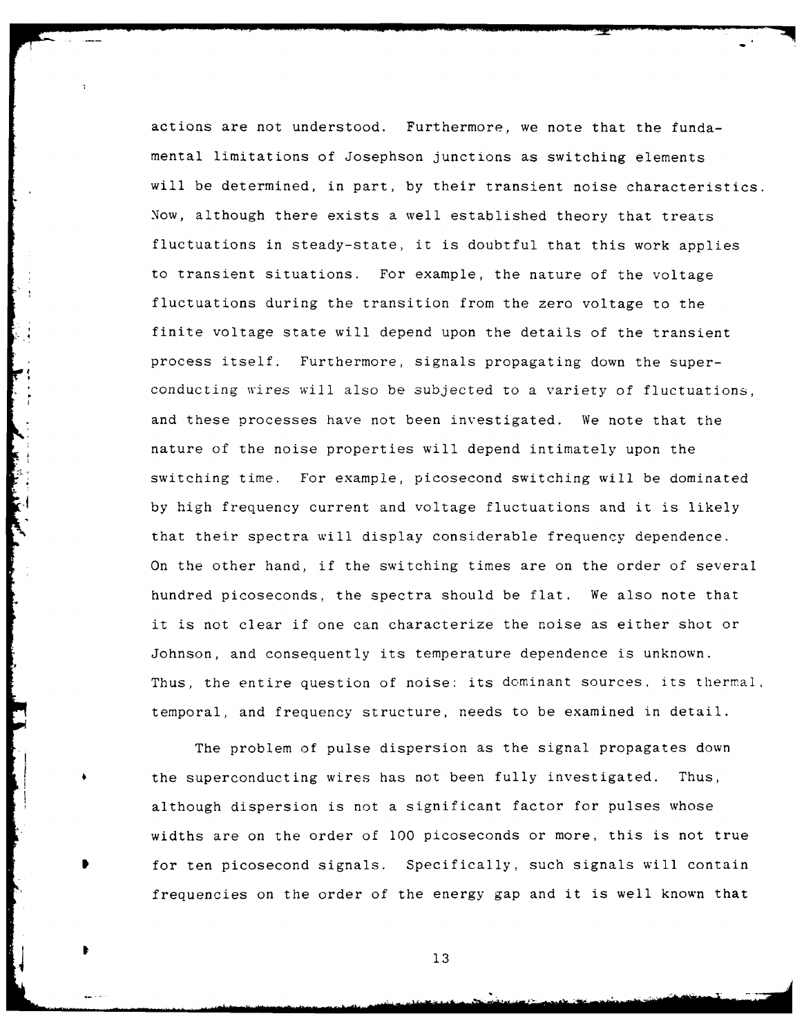actions are not understood. Furthermore, we note that the fundamental limitations of Josephson junctions as switching elements will be determined, in part, by their transient noise characteristics. Now, although there exists a well established theory that treats fluctuations in steady-state, it is doubtful that this work applies to transient situations. For example, the nature of the voltage fluctuations during the transition from the zero voltage to the finite voltage state will depend upon the details of the transient process itself. Furthermore, signals propagating down the superconducting wires will also be subjected to a variety of fluctuations, and these processes have not been investigated. We note that the nature of the noise properties will depend intimately upon the switching time. For example, picosecond switching will be dominated by high frequency current and voltage fluctuations and it is likely that their spectra will display considerable frequency dependence. On the other hand, if the switching times are on the order of several hundred picoseconds, the spectra should be flat. We also note that it is not clear if one can characterize the noise as either shot or Johnson, and consequently its temperature dependence is unknown. Thus, the entire question of noise: its dominant sources, its thermal, temporal, and frequency structure, needs to be examined in detail.

The problem of pulse dispersion as the signal propagates down the superconducting wires has not been fully investigated. Thus, although dispersion is not a significant factor for pulses whose widths are on the order of 100 picoseconds or more, this is not true for ten picosecond signals. Specifically, such signals will contain frequencies on the order of the energy gap and it is well known that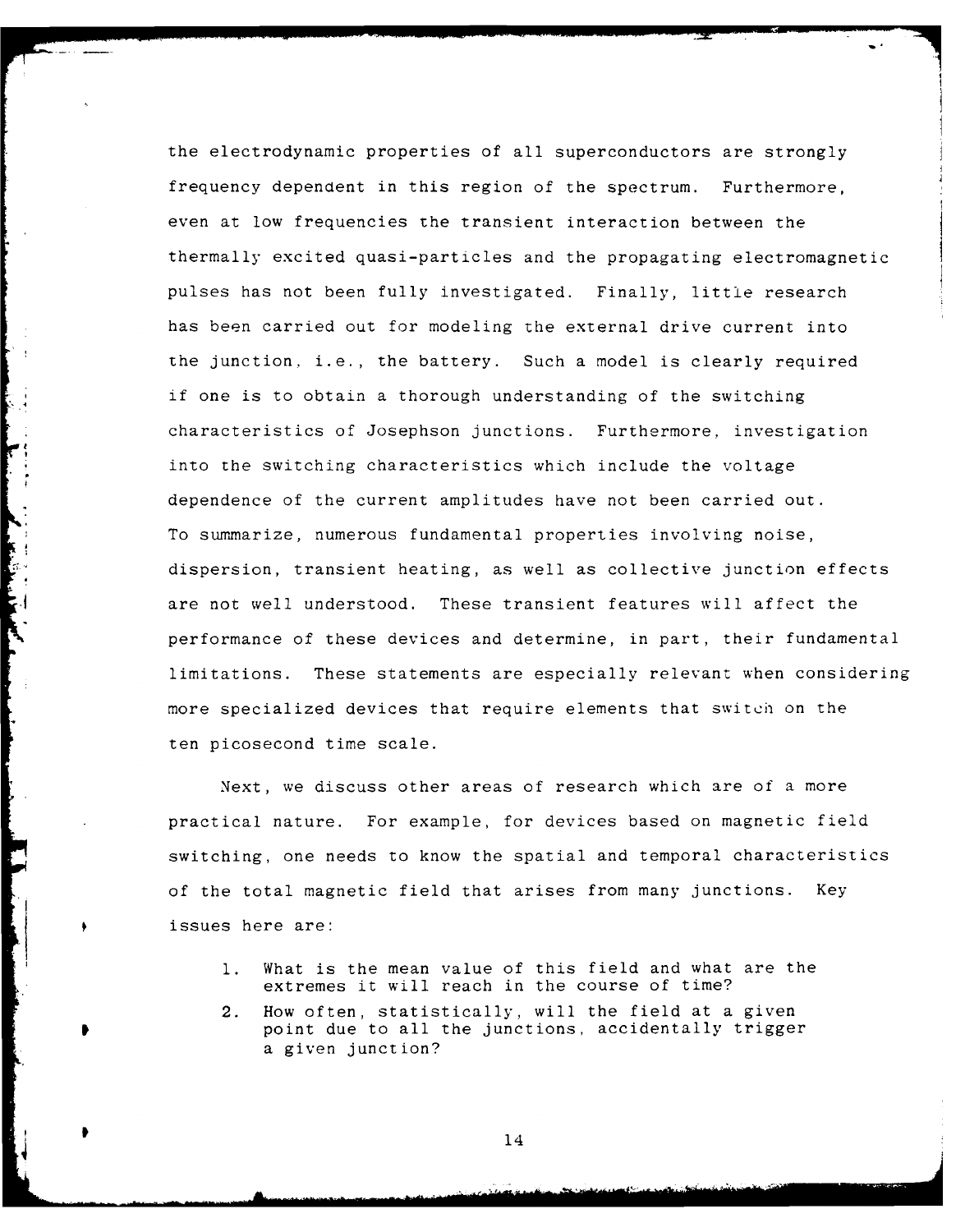the electrodynamic properties of all superconductors are strongly frequency dependent in this region of the spectrum. Furthermore, even at low frequencies the transient interaction between the thermally excited quasi-particles and the propagating electromagnetic pulses has not been fully investigated. Finally, little research has been carried out for modeling the external drive current into the junction, i.e., the battery. Such a model is clearly required if one is to obtain a thorough understanding of the switching characteristics of Josephson junctions. Furthermore, investigation into the switching characteristics which include the voltage dependence of the current amplitudes have not been carried out. To summarize, numerous fundamental properties involving noise, dispersion, transient heating, as well as collective junction effects are not well understood. These transient features will affect the performance of these devices and determine, in part, their fundamental limitations. These statements are especially relevant when considering more specialized devices that require elements that switch on the ten picosecond time scale.

Next, we discuss other areas of research which are of a more practical nature. For example, for devices based on magnetic field switching, one needs to know the spatial and temporal characteristics of the total magnetic field that arises from many junctions. Key issues here are:

1. What is the mean value of this field and what are the extremes it will reach in the course of time?
2. How often, statistically, will the field at a given point due to all the junctions, accidentally trigger a given junction?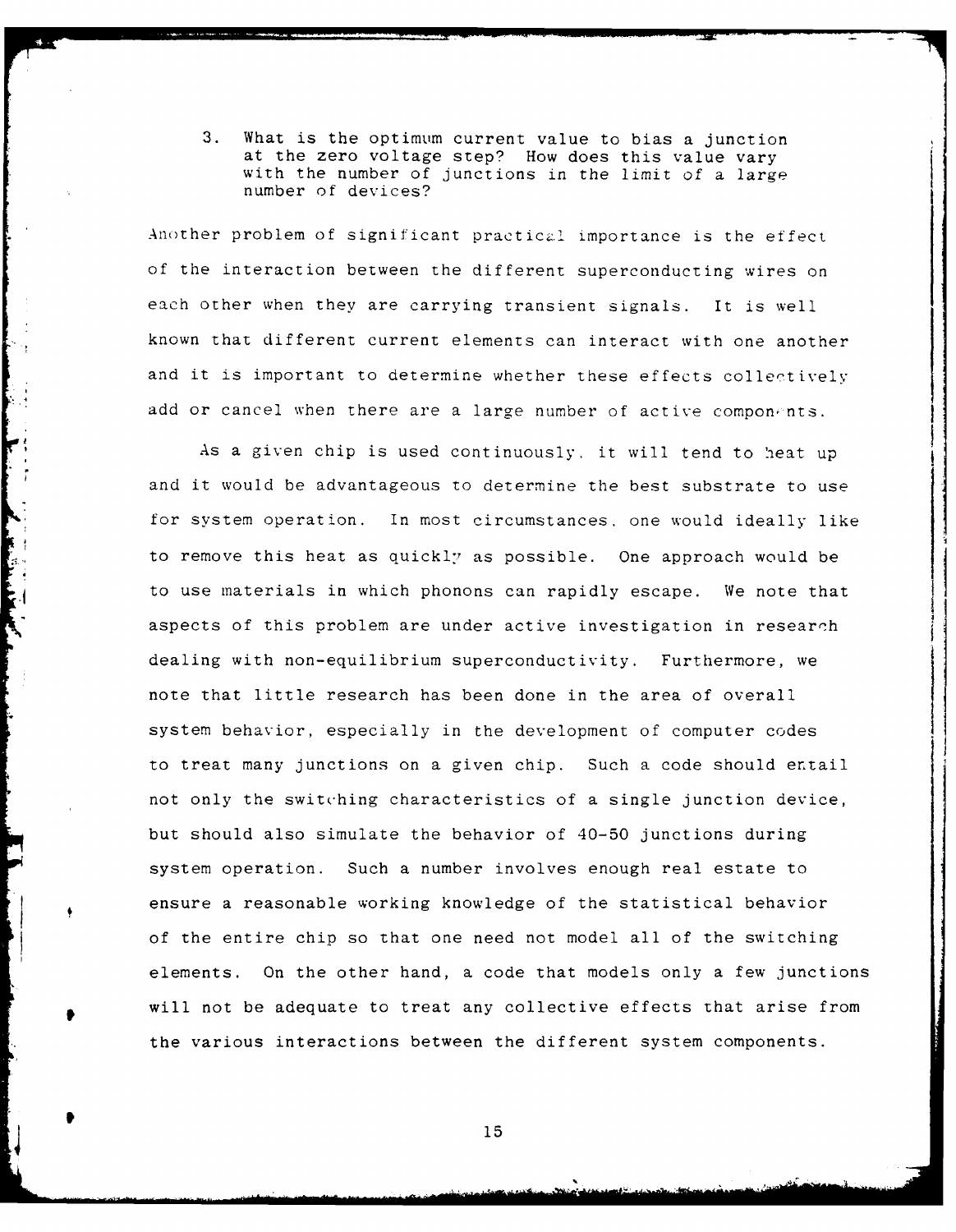3. What is the optimum current value to bias a junction at the zero voltage step? How does this value vary with the number of junctions in the limit of a large number of devices?

Another problem of significant practical importance is the effect of the interaction between the different superconducting wires on each other when they are carrying transient signals. It is well known that different current elements can interact with one another and it is important to determine whether these effects collectively add or cancel when there are a large number of active components.

As a given chip is used continuously, it will tend to heat up and it would be advantageous to determine the best substrate to use for system operation. In most circumstances, one would ideally like to remove this heat as quickly as possible. One approach would be to use materials in which phonons can rapidly escape. We note that aspects of this problem are under active investigation in research dealing with non-equilibrium superconductivity. Furthermore, we note that little research has been done in the area of overall system behavior, especially in the development of computer codes to treat many junctions on a given chip. Such a code should entail not only the switching characteristics of a single junction device, but should also simulate the behavior of 40-50 junctions during system operation. Such a number involves enough real estate to ensure a reasonable working knowledge of the statistical behavior of the entire chip so that one need not model all of the switching elements. On the other hand, a code that models only a few junctions will not be adequate to treat any collective effects that arise from the various interactions between the different system components.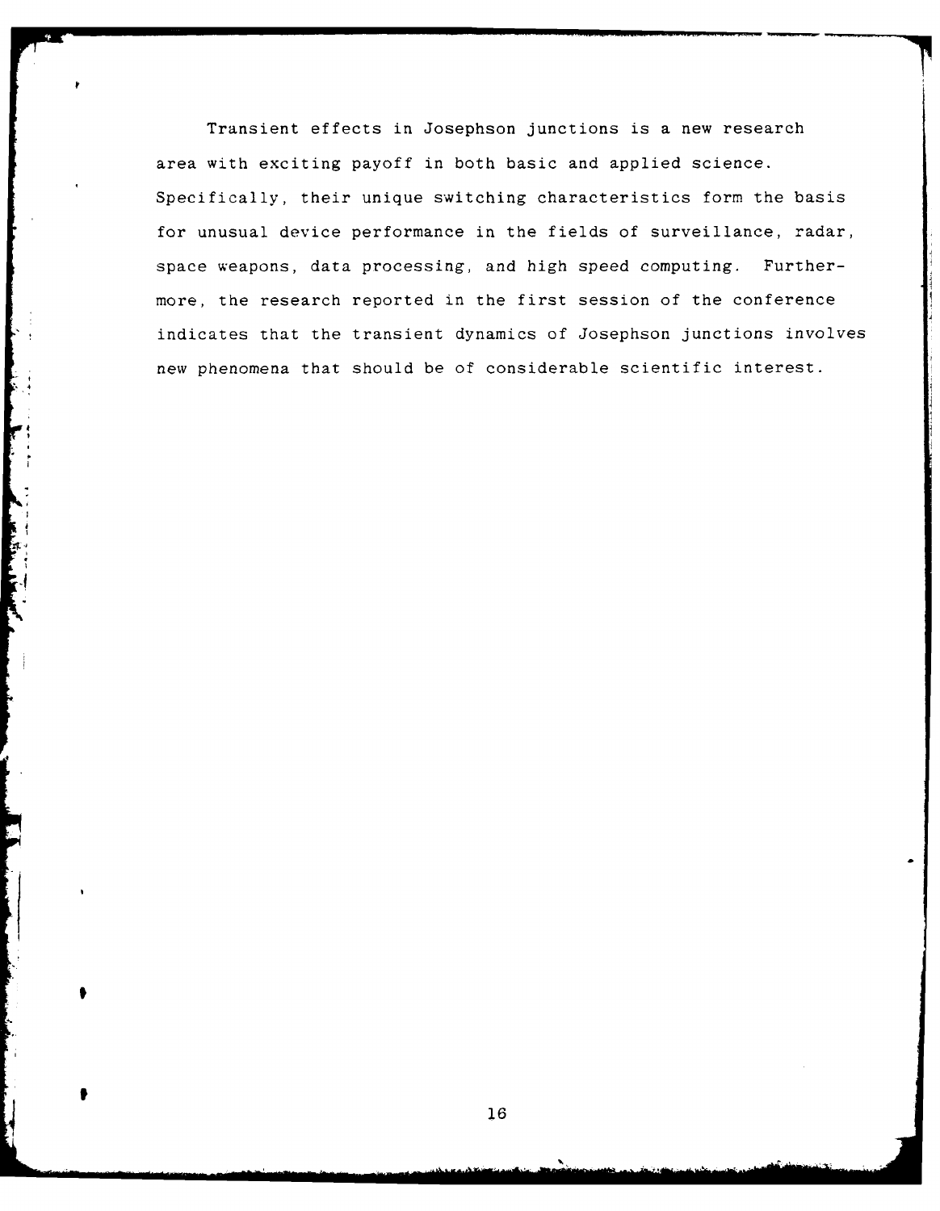Transient effects in Josephson junctions is a new research area with exciting payoff in both basic and applied science. Specifically, their unique switching characteristics form the basis for unusual device performance in the fields of surveillance, radar, space weapons, data processing, and high speed computing. Furthermore, the research reported in the first session of the conference indicates that the transient dynamics of Josephson junctions involves new phenomena that should be of considerable scientific interest.